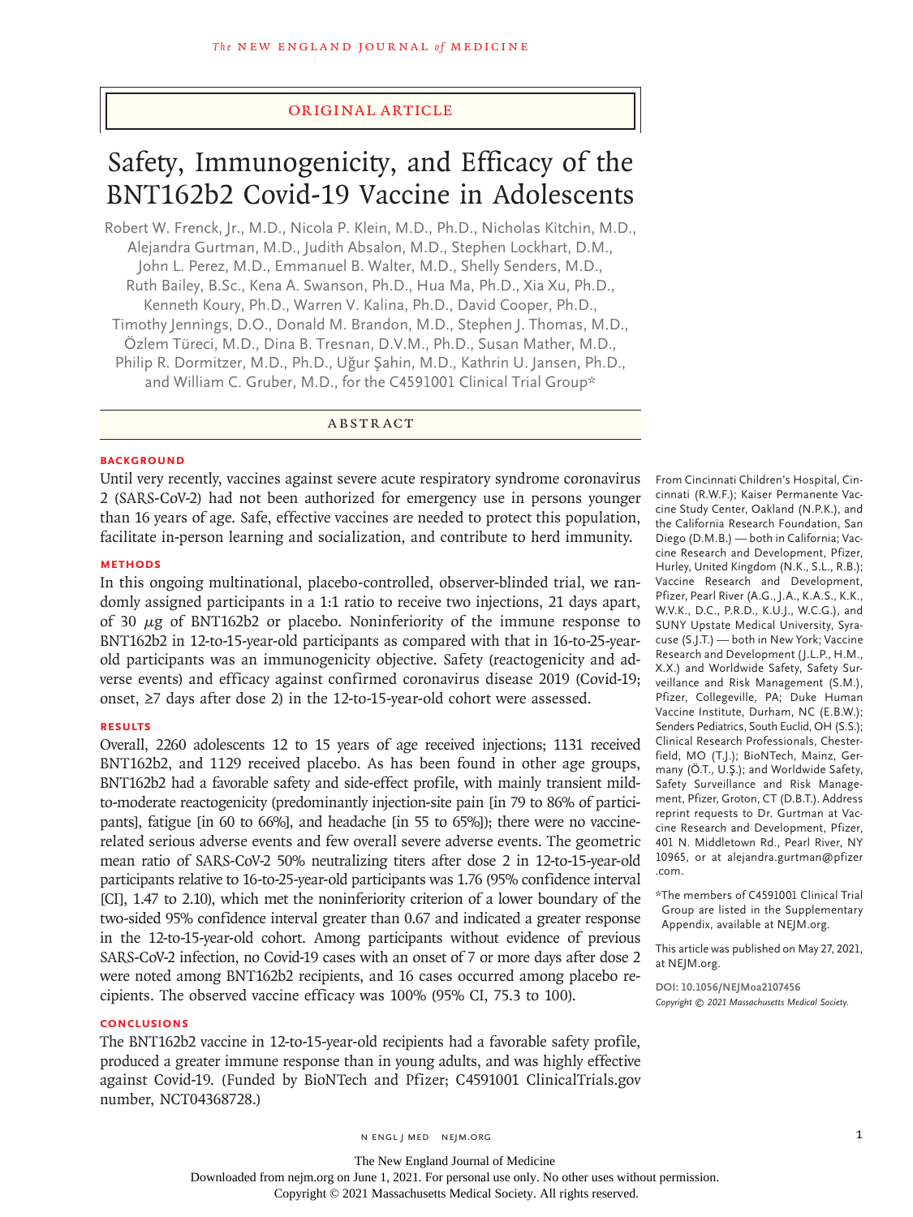Original Article

# Safety, Immunogenicity, and Efficacy of the BNT162b2 Covid-19 Vaccine in Adolescents

Robert W. Frenck, Jr., M.D., Nicola P. Klein, M.D., Ph.D., Nicholas Kitchin, M.D., Alejandra Gurtman, M.D., Judith Absalon, M.D., Stephen Lockhart, D.M., John L. Perez, M.D., Emmanuel B. Walter, M.D., Shelly Senders, M.D., Ruth Bailey, B.Sc., Kena A. Swanson, Ph.D., Hua Ma, Ph.D., Xia Xu, Ph.D., Kenneth Koury, Ph.D., Warren V. Kalina, Ph.D., David Cooper, Ph.D., Timothy Jennings, D.O., Donald M. Brandon, M.D., Stephen J. Thomas, M.D., Özlem Türeci, M.D., Dina B. Tresnan, D.V.M., Ph.D., Susan Mather, M.D., Philip R. Dormitzer, M.D., Ph.D., Uğur Şahin, M.D., Kathrin U. Jansen, Ph.D., and William C. Gruber, M.D., for the C4591001 Clinical Trial Group*

## Abstract

### Background

Until very recently, vaccines against severe acute respiratory syndrome coronavirus 2 (SARS-CoV-2) had not been authorized for emergency use in persons younger than 16 years of age. Safe, effective vaccines are needed to protect this population, facilitate in-person learning and socialization, and contribute to herd immunity.

### Methods

In this ongoing multinational, placebo-controlled, observer-blinded trial, we randomly assigned participants in a 1:1 ratio to receive two injections, 21 days apart, of 30 μg of BNT162b2 or placebo. Noninferiority of the immune response to BNT162b2 in 12-to-15-year-old participants as compared with that in 16-to-25-year-old participants was an immunogenicity objective. Safety (reactogenicity and adverse events) and efficacy against confirmed coronavirus disease 2019 (Covid-19; onset, ≥7 days after dose 2) in the 12-to-15-year-old cohort were assessed.

### Results

Overall, 2260 adolescents 12 to 15 years of age received injections; 1131 received BNT162b2, and 1129 received placebo. As has been found in other age groups, BNT162b2 had a favorable safety and side-effect profile, with mainly transient mild-to-moderate reactogenicity (predominantly injection-site pain [in 79 to 86% of participants], fatigue [in 60 to 66%], and headache [in 55 to 65%]); there were no vaccine-related serious adverse events and few overall severe adverse events. The geometric mean ratio of SARS-CoV-2 50% neutralizing titers after dose 2 in 12-to-15-year-old participants relative to 16-to-25-year-old participants was 1.76 (95% confidence interval [CI], 1.47 to 2.10), which met the noninferiority criterion of a lower boundary of the two-sided 95% confidence interval greater than 0.67 and indicated a greater response in the 12-to-15-year-old cohort. Among participants without evidence of previous SARS-CoV-2 infection, no Covid-19 cases with an onset of 7 or more days after dose 2 were noted among BNT162b2 recipients, and 16 cases occurred among placebo recipients. The observed vaccine efficacy was 100% (95% CI, 75.3 to 100).

### Conclusions

The BNT162b2 vaccine in 12-to-15-year-old recipients had a favorable safety profile, produced a greater immune response than in young adults, and was highly effective against Covid-19. (Funded by BioNTech and Pfizer; C4591001 ClinicalTrials.gov number, NCT04368728.)

From Cincinnati Children's Hospital, Cincinnati (R.W.F.); Kaiser Permanente Vaccine Study Center, Oakland (N.P.K.), and the California Research Foundation, San Diego (D.M.B.) — both in California; Vaccine Research and Development, Pfizer, Hurley, United Kingdom (N.K., S.L., R.B.); Vaccine Research and Development, Pfizer, Pearl River (A.G., J.A., K.A.S., K.K., W.V.K., D.C., P.R.D., K.U.J., W.C.G.), and SUNY Upstate Medical University, Syracuse (S.J.T.) — both in New York; Vaccine Research and Development (J.L.P., H.M., X.X.) and Worldwide Safety, Safety Surveillance and Risk Management (S.M.), Pfizer, Collegeville, PA; Duke Human Vaccine Institute, Durham, NC (E.B.W.); Senders Pediatrics, South Euclid, OH (S.S.); Clinical Research Professionals, Chesterfield, MO (T.J.); BioNTech, Mainz, Germany (Ö.T., U.Ş.); and Worldwide Safety, Safety Surveillance and Risk Management, Pfizer, Groton, CT (D.B.T.). Address reprint requests to Dr. Gurtman at Vaccine Research and Development, Pfizer, 401 N. Middletown Rd., Pearl River, NY 10965, or at alejandra.gurtman@pfizer.com.

*The members of C4591001 Clinical Trial Group are listed in the Supplementary Appendix, available at NEJM.org.

This article was published on May 27, 2021, at NEJM.org.

**DOI: 10.1056/NEJMoa2107456**
*Copyright © 2021 Massachusetts Medical Society.*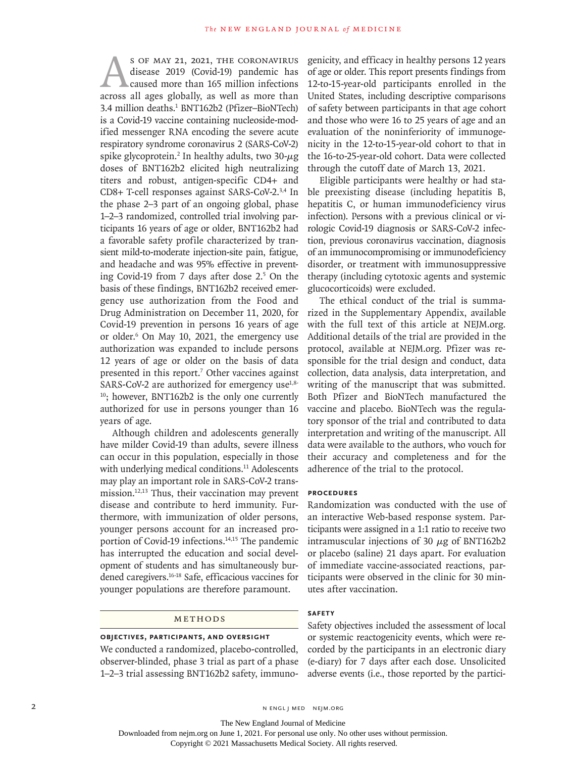As of May 21, 2021, the coronavirus disease 2019 (Covid-19) pandemic has caused more than 165 million infections across all ages globally, as well as more than 3.4 million deaths.[1] BNT162b2 (Pfizer–BioNTech) is a Covid-19 vaccine containing nucleoside-modified messenger RNA encoding the severe acute respiratory syndrome coronavirus 2 (SARS-CoV-2) spike glycoprotein.[2] In healthy adults, two 30-μg doses of BNT162b2 elicited high neutralizing titers and robust, antigen-specific CD4+ and CD8+ T-cell responses against SARS-CoV-2.[3,4] In the phase 2–3 part of an ongoing global, phase 1–2–3 randomized, controlled trial involving participants 16 years of age or older, BNT162b2 had a favorable safety profile characterized by transient mild-to-moderate injection-site pain, fatigue, and headache and was 95% effective in preventing Covid-19 from 7 days after dose 2.[5] On the basis of these findings, BNT162b2 received emergency use authorization from the Food and Drug Administration on December 11, 2020, for Covid-19 prevention in persons 16 years of age or older.[6] On May 10, 2021, the emergency use authorization was expanded to include persons 12 years of age or older on the basis of data presented in this report.[7] Other vaccines against SARS-CoV-2 are authorized for emergency use[1,8-10]; however, BNT162b2 is the only one currently authorized for use in persons younger than 16 years of age.

Although children and adolescents generally have milder Covid-19 than adults, severe illness can occur in this population, especially in those with underlying medical conditions.[11] Adolescents may play an important role in SARS-CoV-2 transmission.[12,13] Thus, their vaccination may prevent disease and contribute to herd immunity. Furthermore, with immunization of older persons, younger persons account for an increased proportion of Covid-19 infections.[14,15] The pandemic has interrupted the education and social development of students and has simultaneously burdened caregivers.[16-18] Safe, efficacious vaccines for younger populations are therefore paramount.

## Methods

### Objectives, Participants, and Oversight

We conducted a randomized, placebo-controlled, observer-blinded, phase 3 trial as part of a phase 1–2–3 trial assessing BNT162b2 safety, immunogenicity, and efficacy in healthy persons 12 years of age or older. This report presents findings from 12-to-15-year-old participants enrolled in the United States, including descriptive comparisons of safety between participants in that age cohort and those who were 16 to 25 years of age and an evaluation of the noninferiority of immunogenicity in the 12-to-15-year-old cohort to that in the 16-to-25-year-old cohort. Data were collected through the cutoff date of March 13, 2021.

Eligible participants were healthy or had stable preexisting disease (including hepatitis B, hepatitis C, or human immunodeficiency virus infection). Persons with a previous clinical or virologic Covid-19 diagnosis or SARS-CoV-2 infection, previous coronavirus vaccination, diagnosis of an immunocompromising or immunodeficiency disorder, or treatment with immunosuppressive therapy (including cytotoxic agents and systemic glucocorticoids) were excluded.

The ethical conduct of the trial is summarized in the Supplementary Appendix, available with the full text of this article at NEJM.org. Additional details of the trial are provided in the protocol, available at NEJM.org. Pfizer was responsible for the trial design and conduct, data collection, data analysis, data interpretation, and writing of the manuscript that was submitted. Both Pfizer and BioNTech manufactured the vaccine and placebo. BioNTech was the regulatory sponsor of the trial and contributed to data interpretation and writing of the manuscript. All data were available to the authors, who vouch for their accuracy and completeness and for the adherence of the trial to the protocol.

### Procedures

Randomization was conducted with the use of an interactive Web-based response system. Participants were assigned in a 1:1 ratio to receive two intramuscular injections of 30 μg of BNT162b2 or placebo (saline) 21 days apart. For evaluation of immediate vaccine-associated reactions, participants were observed in the clinic for 30 minutes after vaccination.

### Safety

Safety objectives included the assessment of local or systemic reactogenicity events, which were recorded by the participants in an electronic diary (e-diary) for 7 days after each dose. Unsolicited adverse events (i.e., those reported by the partici-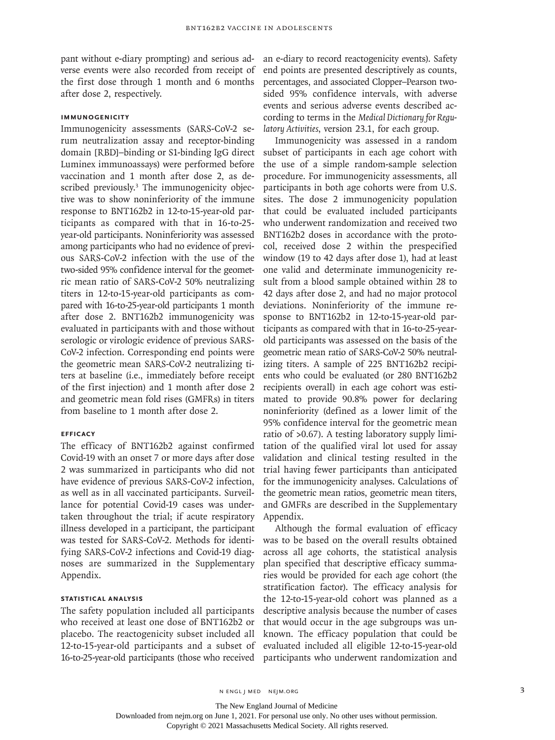pant without e-diary prompting) and serious adverse events were also recorded from receipt of the first dose through 1 month and 6 months after dose 2, respectively.

### Immunogenicity

Immunogenicity assessments (SARS-CoV-2 serum neutralization assay and receptor-binding domain [RBD]–binding or S1-binding IgG direct Luminex immunoassays) were performed before vaccination and 1 month after dose 2, as described previously.[3] The immunogenicity objective was to show noninferiority of the immune response to BNT162b2 in 12-to-15-year-old participants as compared with that in 16-to-25-year-old participants. Noninferiority was assessed among participants who had no evidence of previous SARS-CoV-2 infection with the use of the two-sided 95% confidence interval for the geometric mean ratio of SARS-CoV-2 50% neutralizing titers in 12-to-15-year-old participants as compared with 16-to-25-year-old participants 1 month after dose 2. BNT162b2 immunogenicity was evaluated in participants with and those without serologic or virologic evidence of previous SARS-CoV-2 infection. Corresponding end points were the geometric mean SARS-CoV-2 neutralizing titers at baseline (i.e., immediately before receipt of the first injection) and 1 month after dose 2 and geometric mean fold rises (GMFRs) in titers from baseline to 1 month after dose 2.

### Efficacy

The efficacy of BNT162b2 against confirmed Covid-19 with an onset 7 or more days after dose 2 was summarized in participants who did not have evidence of previous SARS-CoV-2 infection, as well as in all vaccinated participants. Surveillance for potential Covid-19 cases was undertaken throughout the trial; if acute respiratory illness developed in a participant, the participant was tested for SARS-CoV-2. Methods for identifying SARS-CoV-2 infections and Covid-19 diagnoses are summarized in the Supplementary Appendix.

### Statistical Analysis

The safety population included all participants who received at least one dose of BNT162b2 or placebo. The reactogenicity subset included all 12-to-15-year-old participants and a subset of 16-to-25-year-old participants (those who received an e-diary to record reactogenicity events). Safety end points are presented descriptively as counts, percentages, and associated Clopper–Pearson two-sided 95% confidence intervals, with adverse events and serious adverse events described according to terms in the *Medical Dictionary for Regulatory Activities*, version 23.1, for each group.

Immunogenicity was assessed in a random subset of participants in each age cohort with the use of a simple random-sample selection procedure. For immunogenicity assessments, all participants in both age cohorts were from U.S. sites. The dose 2 immunogenicity population that could be evaluated included participants who underwent randomization and received two BNT162b2 doses in accordance with the protocol, received dose 2 within the prespecified window (19 to 42 days after dose 1), had at least one valid and determinate immunogenicity result from a blood sample obtained within 28 to 42 days after dose 2, and had no major protocol deviations. Noninferiority of the immune response to BNT162b2 in 12-to-15-year-old participants as compared with that in 16-to-25-year-old participants was assessed on the basis of the geometric mean ratio of SARS-CoV-2 50% neutralizing titers. A sample of 225 BNT162b2 recipients who could be evaluated (or 280 BNT162b2 recipients overall) in each age cohort was estimated to provide 90.8% power for declaring noninferiority (defined as a lower limit of the 95% confidence interval for the geometric mean ratio of >0.67). A testing laboratory supply limitation of the qualified viral lot used for assay validation and clinical testing resulted in the trial having fewer participants than anticipated for the immunogenicity analyses. Calculations of the geometric mean ratios, geometric mean titers, and GMFRs are described in the Supplementary Appendix.

Although the formal evaluation of efficacy was to be based on the overall results obtained across all age cohorts, the statistical analysis plan specified that descriptive efficacy summaries would be provided for each age cohort (the stratification factor). The efficacy analysis for the 12-to-15-year-old cohort was planned as a descriptive analysis because the number of cases that would occur in the age subgroups was unknown. The efficacy population that could be evaluated included all eligible 12-to-15-year-old participants who underwent randomization and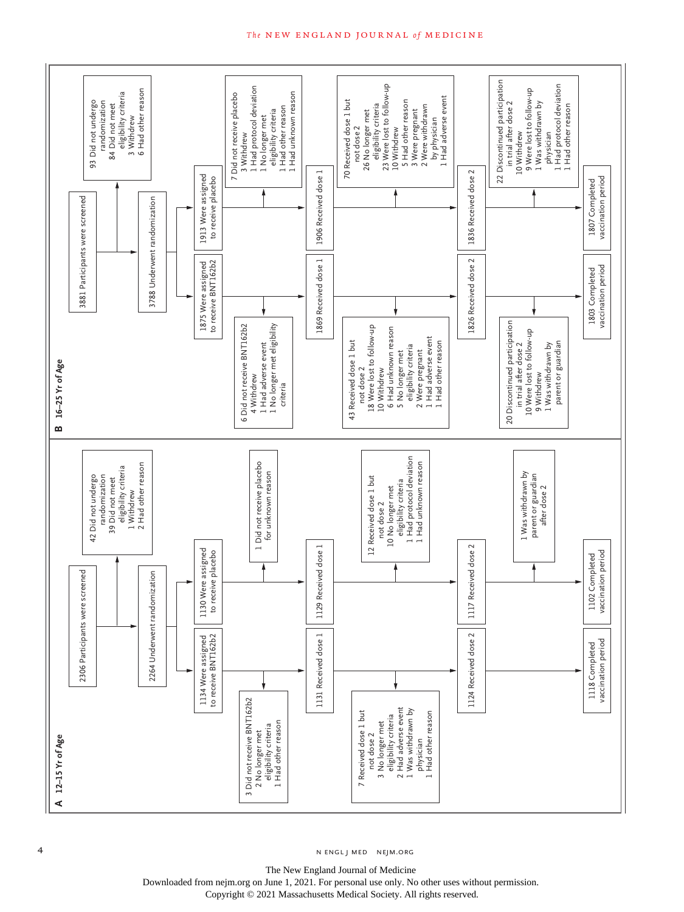**A 12–15 Yr of Age**

2306 Participants were screened

42 Did not undergo randomization
- 39 Did not meet eligibility criteria
- 1 Withdrew
- 2 Had other reason

2264 Underwent randomization

1134 Were assigned to receive BNT162b2

3 Did not receive BNT162b2
- 2 No longer met eligibility criteria
- 1 Had other reason

1131 Received dose 1

7 Received dose 1 but not dose 2
- 3 No longer met eligibility criteria
- 2 Had adverse event
- 1 Was withdrawn by physician
- 1 Had other reason

1124 Received dose 2

1118 Completed vaccination period

1130 Were assigned to receive placebo

1 Did not receive placebo for unknown reason

1129 Received dose 1

12 Received dose 1 but not dose 2
- 10 No longer met eligibility criteria
- 1 Had protocol deviation
- 1 Had unknown reason

1117 Received dose 2

1 Was withdrawn by parent or guardian after dose 2

1102 Completed vaccination period

**B 16–25 Yr of Age**

3881 Participants were screened

93 Did not undergo randomization
- 84 Did not meet eligibility criteria
- 3 Withdrew
- 6 Had other reason

3788 Underwent randomization

1875 Were assigned to receive BNT162b2

6 Did not receive BNT162b2
- 4 Withdrew
- 1 Had adverse event
- 1 No longer met eligibility criteria

1869 Received dose 1

43 Received dose 1 but not dose 2
- 18 Were lost to follow-up
- 10 Withdrew
- 6 Had unknown reason
- 5 No longer met eligibility criteria
- 2 Were pregnant
- 1 Had adverse event
- 1 Had other reason

1826 Received dose 2

20 Discontinued participation in trial after dose 2
- 10 Were lost to follow-up
- 9 Withdrew
- 1 Was withdrawn by parent or guardian

1803 Completed vaccination period

1913 Were assigned to receive placebo

7 Did not receive placebo
- 3 Withdrew
- 1 Had protocol deviation
- 1 No longer met eligibility criteria
- 1 Had other reason
- 1 Had unknown reason

1906 Received dose 1

70 Received dose 1 but not dose 2
- 26 No longer met eligibility criteria
- 23 Were lost to follow-up
- 10 Withdrew
- 5 Had other reason
- 3 Were pregnant
- 2 Were withdrawn by physician
- 1 Had adverse event

1836 Received dose 2

22 Discontinued participation in trial after dose 2
- 10 Withdrew
- 9 Were lost to follow-up
- 1 Was withdrawn by physician
- 1 Had protocol deviation
- 1 Had other reason

1807 Completed vaccination period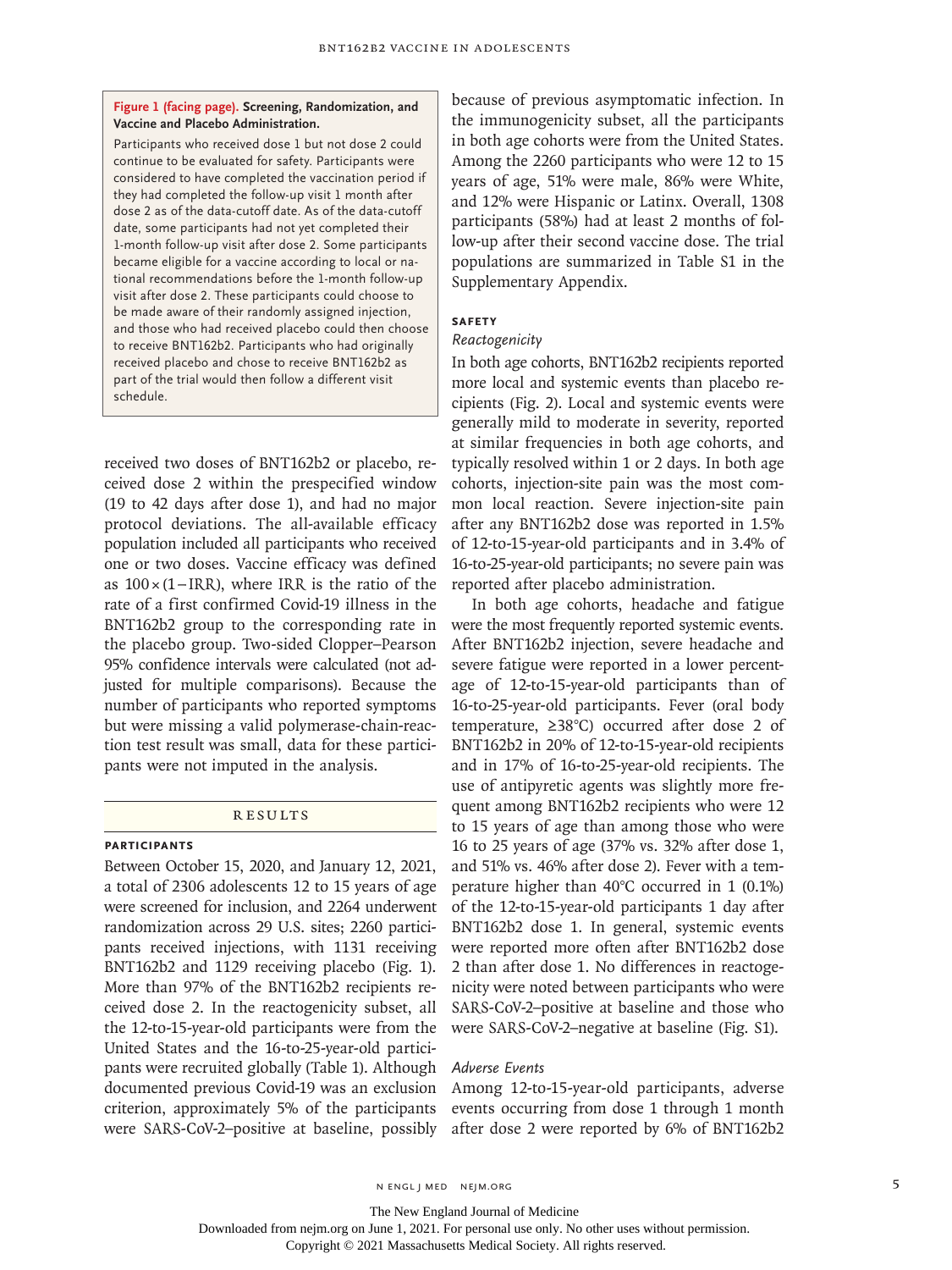**Figure 1 (facing page). Screening, Randomization, and Vaccine and Placebo Administration.**

Participants who received dose 1 but not dose 2 could continue to be evaluated for safety. Participants were considered to have completed the vaccination period if they had completed the follow-up visit 1 month after dose 2 as of the data-cutoff date. As of the data-cutoff date, some participants had not yet completed their 1-month follow-up visit after dose 2. Some participants became eligible for a vaccine according to local or national recommendations before the 1-month follow-up visit after dose 2. These participants could choose to be made aware of their randomly assigned injection, and those who had received placebo could then choose to receive BNT162b2. Participants who had originally received placebo and chose to receive BNT162b2 as part of the trial would then follow a different visit schedule.

received two doses of BNT162b2 or placebo, received dose 2 within the prespecified window (19 to 42 days after dose 1), and had no major protocol deviations. The all-available efficacy population included all participants who received one or two doses. Vaccine efficacy was defined as $100 \times (1-\text{IRR})$, where IRR is the ratio of the rate of a first confirmed Covid-19 illness in the BNT162b2 group to the corresponding rate in the placebo group. Two-sided Clopper–Pearson 95% confidence intervals were calculated (not adjusted for multiple comparisons). Because the number of participants who reported symptoms but were missing a valid polymerase-chain-reaction test result was small, data for these participants were not imputed in the analysis.

## RESULTS

### PARTICIPANTS

Between October 15, 2020, and January 12, 2021, a total of 2306 adolescents 12 to 15 years of age were screened for inclusion, and 2264 underwent randomization across 29 U.S. sites; 2260 participants received injections, with 1131 receiving BNT162b2 and 1129 receiving placebo (Fig. 1). More than 97% of the BNT162b2 recipients received dose 2. In the reactogenicity subset, all the 12-to-15-year-old participants were from the United States and the 16-to-25-year-old participants were recruited globally (Table 1). Although documented previous Covid-19 was an exclusion criterion, approximately 5% of the participants were SARS-CoV-2–positive at baseline, possibly because of previous asymptomatic infection. In the immunogenicity subset, all the participants in both age cohorts were from the United States. Among the 2260 participants who were 12 to 15 years of age, 51% were male, 86% were White, and 12% were Hispanic or Latinx. Overall, 1308 participants (58%) had at least 2 months of follow-up after their second vaccine dose. The trial populations are summarized in Table S1 in the Supplementary Appendix.

### SAFETY

#### *Reactogenicity*

In both age cohorts, BNT162b2 recipients reported more local and systemic events than placebo recipients (Fig. 2). Local and systemic events were generally mild to moderate in severity, reported at similar frequencies in both age cohorts, and typically resolved within 1 or 2 days. In both age cohorts, injection-site pain was the most common local reaction. Severe injection-site pain after any BNT162b2 dose was reported in 1.5% of 12-to-15-year-old participants and in 3.4% of 16-to-25-year-old participants; no severe pain was reported after placebo administration.

In both age cohorts, headache and fatigue were the most frequently reported systemic events. After BNT162b2 injection, severe headache and severe fatigue were reported in a lower percentage of 12-to-15-year-old participants than of 16-to-25-year-old participants. Fever (oral body temperature, ≥38°C) occurred after dose 2 of BNT162b2 in 20% of 12-to-15-year-old recipients and in 17% of 16-to-25-year-old recipients. The use of antipyretic agents was slightly more frequent among BNT162b2 recipients who were 12 to 15 years of age than among those who were 16 to 25 years of age (37% vs. 32% after dose 1, and 51% vs. 46% after dose 2). Fever with a temperature higher than 40°C occurred in 1 (0.1%) of the 12-to-15-year-old participants 1 day after BNT162b2 dose 1. In general, systemic events were reported more often after BNT162b2 dose 2 than after dose 1. No differences in reactogenicity were noted between participants who were SARS-CoV-2–positive at baseline and those who were SARS-CoV-2–negative at baseline (Fig. S1).

#### *Adverse Events*

Among 12-to-15-year-old participants, adverse events occurring from dose 1 through 1 month after dose 2 were reported by 6% of BNT162b2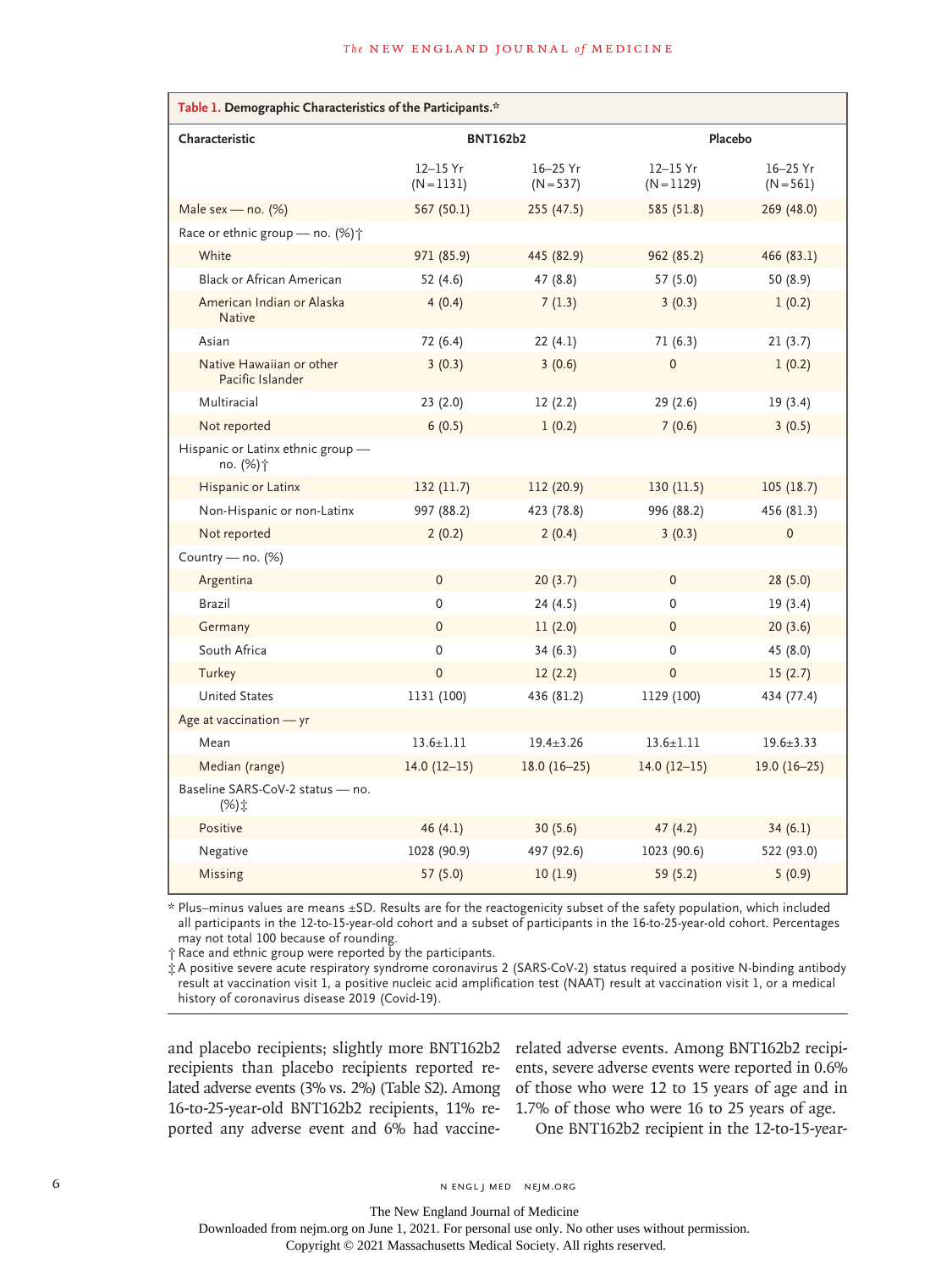**Table 1. Demographic Characteristics of the Participants.***

| Characteristic | BNT162b2 | | Placebo | |
|---|---|---|---|---|
| | 12–15 Yr (N=1131) | 16–25 Yr (N=537) | 12–15 Yr (N=1129) | 16–25 Yr (N=561) |
| Male sex — no. (%) | 567 (50.1) | 255 (47.5) | 585 (51.8) | 269 (48.0) |
| Race or ethnic group — no. (%)† | | | | |
| White | 971 (85.9) | 445 (82.9) | 962 (85.2) | 466 (83.1) |
| Black or African American | 52 (4.6) | 47 (8.8) | 57 (5.0) | 50 (8.9) |
| American Indian or Alaska Native | 4 (0.4) | 7 (1.3) | 3 (0.3) | 1 (0.2) |
| Asian | 72 (6.4) | 22 (4.1) | 71 (6.3) | 21 (3.7) |
| Native Hawaiian or other Pacific Islander | 3 (0.3) | 3 (0.6) | 0 | 1 (0.2) |
| Multiracial | 23 (2.0) | 12 (2.2) | 29 (2.6) | 19 (3.4) |
| Not reported | 6 (0.5) | 1 (0.2) | 7 (0.6) | 3 (0.5) |
| Hispanic or Latinx ethnic group — no. (%)† | | | | |
| Hispanic or Latinx | 132 (11.7) | 112 (20.9) | 130 (11.5) | 105 (18.7) |
| Non-Hispanic or non-Latinx | 997 (88.2) | 423 (78.8) | 996 (88.2) | 456 (81.3) |
| Not reported | 2 (0.2) | 2 (0.4) | 3 (0.3) | 0 |
| Country — no. (%) | | | | |
| Argentina | 0 | 20 (3.7) | 0 | 28 (5.0) |
| Brazil | 0 | 24 (4.5) | 0 | 19 (3.4) |
| Germany | 0 | 11 (2.0) | 0 | 20 (3.6) |
| South Africa | 0 | 34 (6.3) | 0 | 45 (8.0) |
| Turkey | 0 | 12 (2.2) | 0 | 15 (2.7) |
| United States | 1131 (100) | 436 (81.2) | 1129 (100) | 434 (77.4) |
| Age at vaccination — yr | | | | |
| Mean | 13.6±1.11 | 19.4±3.26 | 13.6±1.11 | 19.6±3.33 |
| Median (range) | 14.0 (12–15) | 18.0 (16–25) | 14.0 (12–15) | 19.0 (16–25) |
| Baseline SARS-CoV-2 status — no. (%)‡ | | | | |
| Positive | 46 (4.1) | 30 (5.6) | 47 (4.2) | 34 (6.1) |
| Negative | 1028 (90.9) | 497 (92.6) | 1023 (90.6) | 522 (93.0) |
| Missing | 57 (5.0) | 10 (1.9) | 59 (5.2) | 5 (0.9) |

\* Plus–minus values are means ±SD. Results are for the reactogenicity subset of the safety population, which included all participants in the 12-to-15-year-old cohort and a subset of participants in the 16-to-25-year-old cohort. Percentages may not total 100 because of rounding.

† Race and ethnic group were reported by the participants.

‡ A positive severe acute respiratory syndrome coronavirus 2 (SARS-CoV-2) status required a positive N-binding antibody result at vaccination visit 1, a positive nucleic acid amplification test (NAAT) result at vaccination visit 1, or a medical history of coronavirus disease 2019 (Covid-19).

and placebo recipients; slightly more BNT162b2 recipients than placebo recipients reported related adverse events (3% vs. 2%) (Table S2). Among 16-to-25-year-old BNT162b2 recipients, 11% reported any adverse event and 6% had vaccine-related adverse events. Among BNT162b2 recipients, severe adverse events were reported in 0.6% of those who were 12 to 15 years of age and in 1.7% of those who were 16 to 25 years of age.

One BNT162b2 recipient in the 12-to-15-year-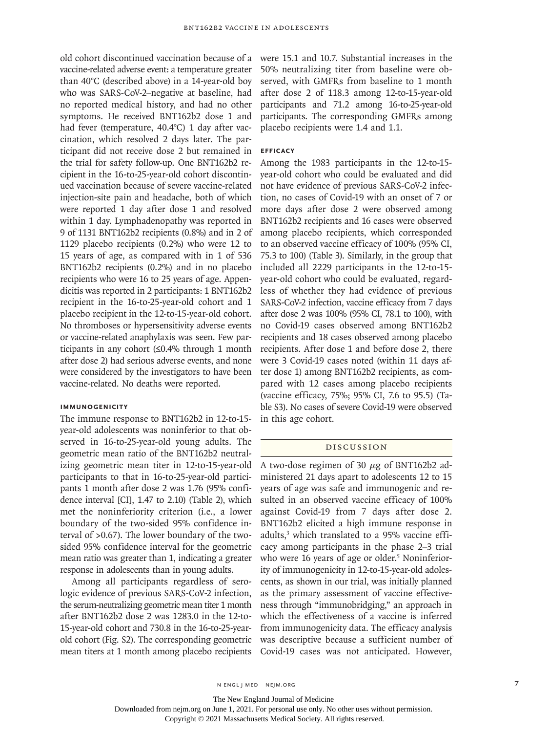old cohort discontinued vaccination because of a vaccine-related adverse event: a temperature greater than 40°C (described above) in a 14-year-old boy who was SARS-CoV-2–negative at baseline, had no reported medical history, and had no other symptoms. He received BNT162b2 dose 1 and had fever (temperature, 40.4°C) 1 day after vaccination, which resolved 2 days later. The participant did not receive dose 2 but remained in the trial for safety follow-up. One BNT162b2 recipient in the 16-to-25-year-old cohort discontinued vaccination because of severe vaccine-related injection-site pain and headache, both of which were reported 1 day after dose 1 and resolved within 1 day. Lymphadenopathy was reported in 9 of 1131 BNT162b2 recipients (0.8%) and in 2 of 1129 placebo recipients (0.2%) who were 12 to 15 years of age, as compared with in 1 of 536 BNT162b2 recipients (0.2%) and in no placebo recipients who were 16 to 25 years of age. Appendicitis was reported in 2 participants: 1 BNT162b2 recipient in the 16-to-25-year-old cohort and 1 placebo recipient in the 12-to-15-year-old cohort. No thromboses or hypersensitivity adverse events or vaccine-related anaphylaxis was seen. Few participants in any cohort (≤0.4% through 1 month after dose 2) had serious adverse events, and none were considered by the investigators to have been vaccine-related. No deaths were reported.

### Immunogenicity

The immune response to BNT162b2 in 12-to-15-year-old adolescents was noninferior to that observed in 16-to-25-year-old young adults. The geometric mean ratio of the BNT162b2 neutralizing geometric mean titer in 12-to-15-year-old participants to that in 16-to-25-year-old participants 1 month after dose 2 was 1.76 (95% confidence interval [CI], 1.47 to 2.10) (Table 2), which met the noninferiority criterion (i.e., a lower boundary of the two-sided 95% confidence interval of >0.67). The lower boundary of the two-sided 95% confidence interval for the geometric mean ratio was greater than 1, indicating a greater response in adolescents than in young adults.

Among all participants regardless of serologic evidence of previous SARS-CoV-2 infection, the serum-neutralizing geometric mean titer 1 month after BNT162b2 dose 2 was 1283.0 in the 12-to-15-year-old cohort and 730.8 in the 16-to-25-year-old cohort (Fig. S2). The corresponding geometric mean titers at 1 month among placebo recipients were 15.1 and 10.7. Substantial increases in the 50% neutralizing titer from baseline were observed, with GMFRs from baseline to 1 month after dose 2 of 118.3 among 12-to-15-year-old participants and 71.2 among 16-to-25-year-old participants. The corresponding GMFRs among placebo recipients were 1.4 and 1.1.

### Efficacy

Among the 1983 participants in the 12-to-15-year-old cohort who could be evaluated and did not have evidence of previous SARS-CoV-2 infection, no cases of Covid-19 with an onset of 7 or more days after dose 2 were observed among BNT162b2 recipients and 16 cases were observed among placebo recipients, which corresponded to an observed vaccine efficacy of 100% (95% CI, 75.3 to 100) (Table 3). Similarly, in the group that included all 2229 participants in the 12-to-15-year-old cohort who could be evaluated, regardless of whether they had evidence of previous SARS-CoV-2 infection, vaccine efficacy from 7 days after dose 2 was 100% (95% CI, 78.1 to 100), with no Covid-19 cases observed among BNT162b2 recipients and 18 cases observed among placebo recipients. After dose 1 and before dose 2, there were 3 Covid-19 cases noted (within 11 days after dose 1) among BNT162b2 recipients, as compared with 12 cases among placebo recipients (vaccine efficacy, 75%; 95% CI, 7.6 to 95.5) (Table S3). No cases of severe Covid-19 were observed in this age cohort.

## Discussion

A two-dose regimen of 30 μg of BNT162b2 administered 21 days apart to adolescents 12 to 15 years of age was safe and immunogenic and resulted in an observed vaccine efficacy of 100% against Covid-19 from 7 days after dose 2. BNT162b2 elicited a high immune response in adults,[3] which translated to a 95% vaccine efficacy among participants in the phase 2–3 trial who were 16 years of age or older.[5] Noninferiority of immunogenicity in 12-to-15-year-old adolescents, as shown in our trial, was initially planned as the primary assessment of vaccine effectiveness through "immunobridging," an approach in which the effectiveness of a vaccine is inferred from immunogenicity data. The efficacy analysis was descriptive because a sufficient number of Covid-19 cases was not anticipated. However,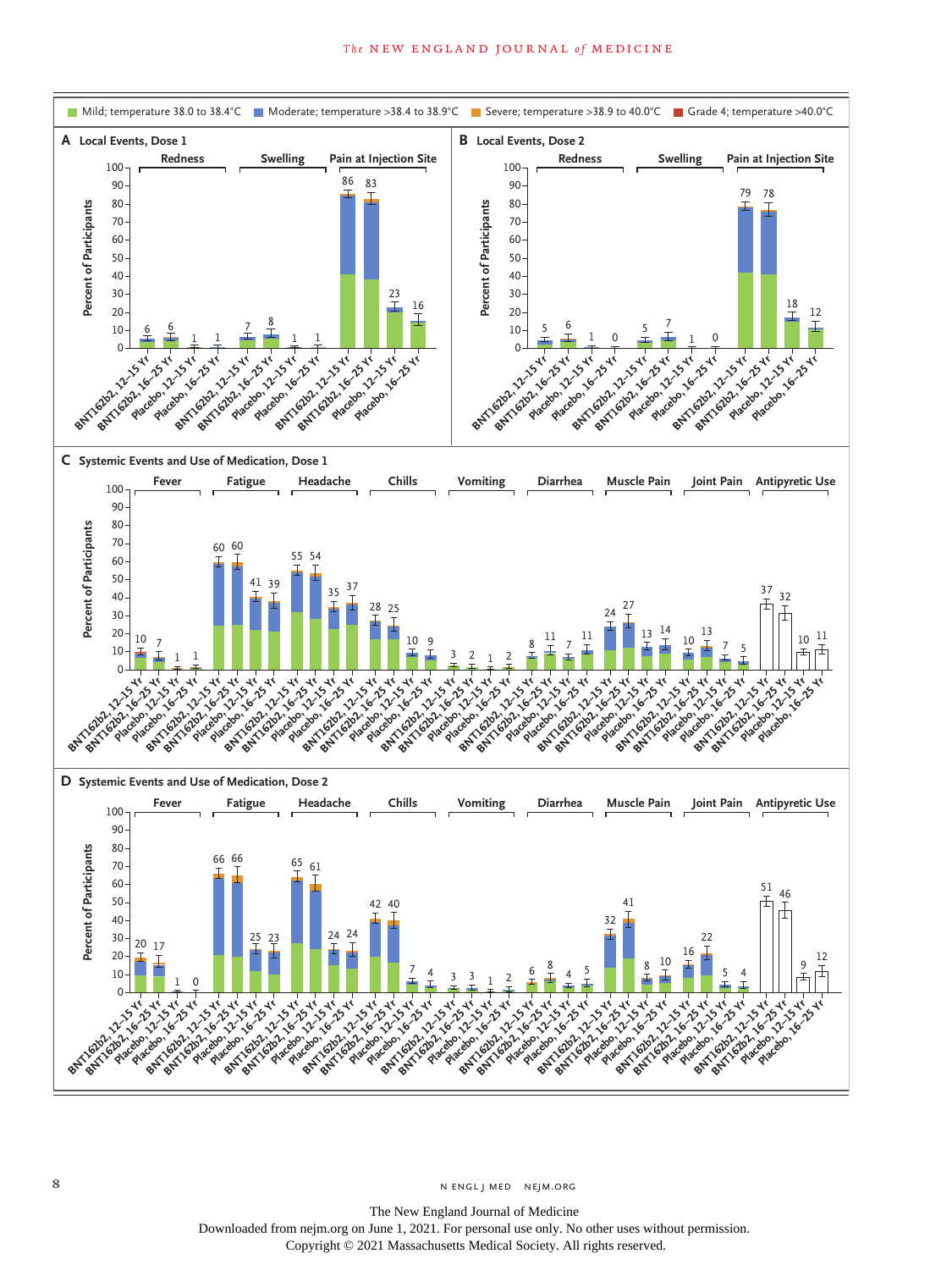Mild; temperature 38.0 to 38.4°C | Moderate; temperature >38.4 to 38.9°C | Severe; temperature >38.9 to 40.0°C | Grade 4; temperature >40.0°C

**A Local Events, Dose 1**

| | Redness | Swelling | Pain at Injection Site |
|---|---|---|---|
| BNT162b2, 12–15 Yr | 6 | 7 | 86 |
| BNT162b2, 16–25 Yr | 6 | 8 | 83 |
| Placebo, 12–15 Yr | 1 | 1 | 23 |
| Placebo, 16–25 Yr | 1 | 1 | 16 |

**B Local Events, Dose 2**

| | Redness | Swelling | Pain at Injection Site |
|---|---|---|---|
| BNT162b2, 12–15 Yr | 5 | 5 | 79 |
| BNT162b2, 16–25 Yr | 6 | 7 | 78 |
| Placebo, 12–15 Yr | 1 | 1 | 18 |
| Placebo, 16–25 Yr | 0 | 0 | 12 |

**C Systemic Events and Use of Medication, Dose 1**

| | Fever | Fatigue | Headache | Chills | Vomiting | Diarrhea | Muscle Pain | Joint Pain | Antipyretic Use |
|---|---|---|---|---|---|---|---|---|---|
| BNT162b2, 12–15 Yr | 10 | 60 | 55 | 28 | 3 | 8 | 24 | 10 | 37 |
| BNT162b2, 16–25 Yr | 7 | 60 | 54 | 25 | 2 | 11 | 27 | 13 | 32 |
| Placebo, 12–15 Yr | 1 | 41 | 35 | 10 | 1 | 7 | 13 | 7 | 10 |
| Placebo, 16–25 Yr | 1 | 39 | 37 | 9 | 2 | 11 | 14 | 5 | 11 |

**D Systemic Events and Use of Medication, Dose 2**

| | Fever | Fatigue | Headache | Chills | Vomiting | Diarrhea | Muscle Pain | Joint Pain | Antipyretic Use |
|---|---|---|---|---|---|---|---|---|---|
| BNT162b2, 12–15 Yr | 20 | 66 | 65 | 42 | 3 | 6 | 32 | 16 | 51 |
| BNT162b2, 16–25 Yr | 17 | 66 | 61 | 40 | 3 | 8 | 41 | 22 | 46 |
| Placebo, 12–15 Yr | 1 | 25 | 24 | 7 | 1 | 4 | 8 | 5 | 9 |
| Placebo, 16–25 Yr | 0 | 23 | 24 | 4 | 2 | 5 | 10 | 4 | 12 |

Y-axis: Percent of Participants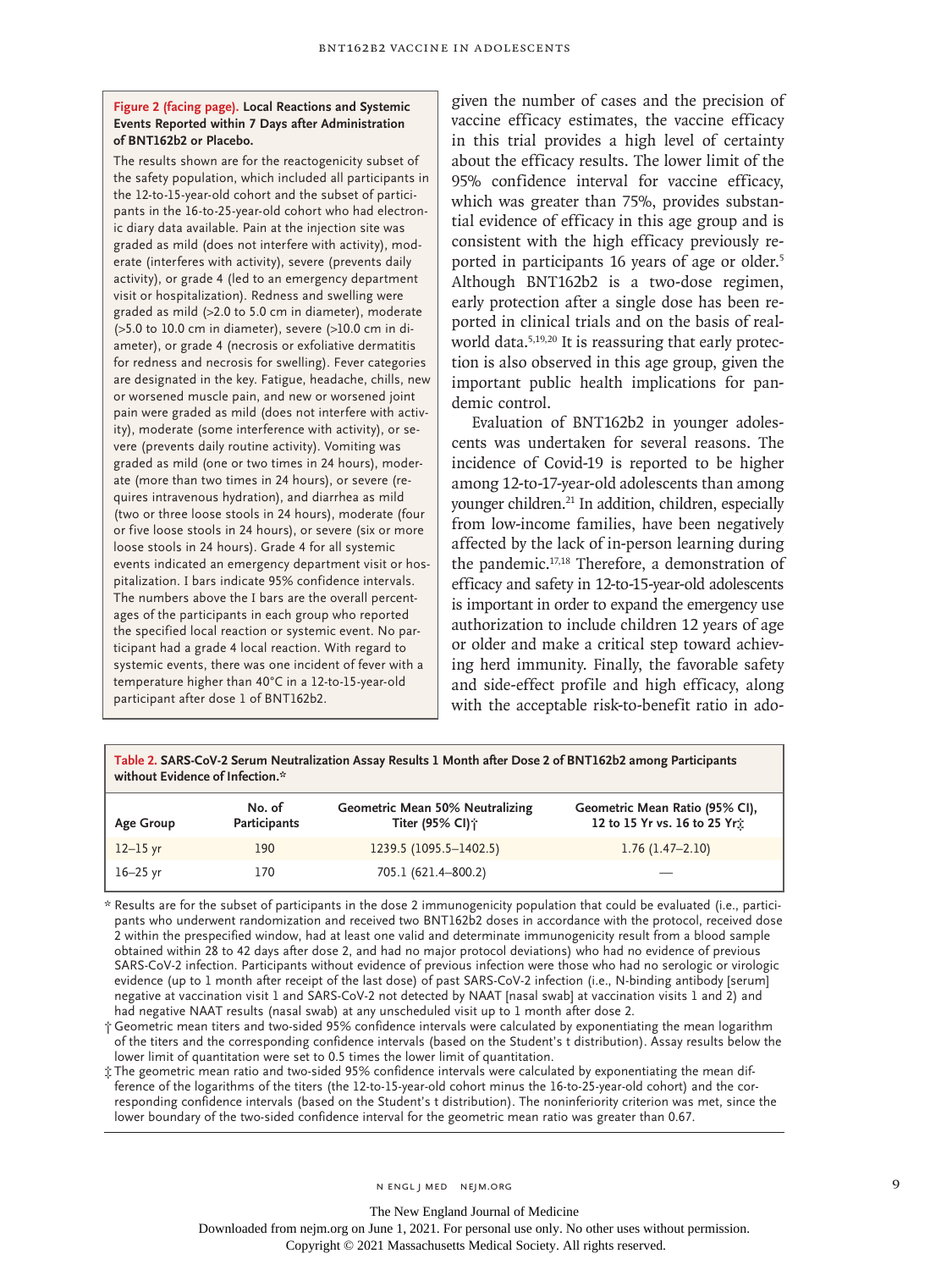**Figure 2 (facing page). Local Reactions and Systemic Events Reported within 7 Days after Administration of BNT162b2 or Placebo.**

The results shown are for the reactogenicity subset of the safety population, which included all participants in the 12-to-15-year-old cohort and the subset of participants in the 16-to-25-year-old cohort who had electronic diary data available. Pain at the injection site was graded as mild (does not interfere with activity), moderate (interferes with activity), severe (prevents daily activity), or grade 4 (led to an emergency department visit or hospitalization). Redness and swelling were graded as mild (>2.0 to 5.0 cm in diameter), moderate (>5.0 to 10.0 cm in diameter), severe (>10.0 cm in diameter), or grade 4 (necrosis or exfoliative dermatitis for redness and necrosis for swelling). Fever categories are designated in the key. Fatigue, headache, chills, new or worsened muscle pain, and new or worsened joint pain were graded as mild (does not interfere with activity), moderate (some interference with activity), or severe (prevents daily routine activity). Vomiting was graded as mild (one or two times in 24 hours), moderate (more than two times in 24 hours), or severe (requires intravenous hydration), and diarrhea as mild (two or three loose stools in 24 hours), moderate (four or five loose stools in 24 hours), or severe (six or more loose stools in 24 hours). Grade 4 for all systemic events indicated an emergency department visit or hospitalization. I bars indicate 95% confidence intervals. The numbers above the I bars are the overall percentages of the participants in each group who reported the specified local reaction or systemic event. No participant had a grade 4 local reaction. With regard to systemic events, there was one incident of fever with a temperature higher than 40°C in a 12-to-15-year-old participant after dose 1 of BNT162b2.

given the number of cases and the precision of vaccine efficacy estimates, the vaccine efficacy in this trial provides a high level of certainty about the efficacy results. The lower limit of the 95% confidence interval for vaccine efficacy, which was greater than 75%, provides substantial evidence of efficacy in this age group and is consistent with the high efficacy previously reported in participants 16 years of age or older.[5] Although BNT162b2 is a two-dose regimen, early protection after a single dose has been reported in clinical trials and on the basis of real-world data.[5,19,20] It is reassuring that early protection is also observed in this age group, given the important public health implications for pandemic control.

Evaluation of BNT162b2 in younger adolescents was undertaken for several reasons. The incidence of Covid-19 is reported to be higher among 12-to-17-year-old adolescents than among younger children.[21] In addition, children, especially from low-income families, have been negatively affected by the lack of in-person learning during the pandemic.[17,18] Therefore, a demonstration of efficacy and safety in 12-to-15-year-old adolescents is important in order to expand the emergency use authorization to include children 12 years of age or older and make a critical step toward achieving herd immunity. Finally, the favorable safety and side-effect profile and high efficacy, along with the acceptable risk-to-benefit ratio in ado-

**Table 2. SARS-CoV-2 Serum Neutralization Assay Results 1 Month after Dose 2 of BNT162b2 among Participants without Evidence of Infection.***

| Age Group | No. of Participants | Geometric Mean 50% Neutralizing Titer (95% CI)† | Geometric Mean Ratio (95% CI), 12 to 15 Yr vs. 16 to 25 Yr‡ |
|---|---|---|---|
| 12–15 yr | 190 | 1239.5 (1095.5–1402.5) | 1.76 (1.47–2.10) |
| 16–25 yr | 170 | 705.1 (621.4–800.2) | — |

\* Results are for the subset of participants in the dose 2 immunogenicity population that could be evaluated (i.e., participants who underwent randomization and received two BNT162b2 doses in accordance with the protocol, received dose 2 within the prespecified window, had at least one valid and determinate immunogenicity result from a blood sample obtained within 28 to 42 days after dose 2, and had no major protocol deviations) who had no evidence of previous SARS-CoV-2 infection. Participants without evidence of previous infection were those who had no serologic or virologic evidence (up to 1 month after receipt of the last dose) of past SARS-CoV-2 infection (i.e., N-binding antibody [serum] negative at vaccination visit 1 and SARS-CoV-2 not detected by NAAT [nasal swab] at vaccination visits 1 and 2) and had negative NAAT results (nasal swab) at any unscheduled visit up to 1 month after dose 2.

† Geometric mean titers and two-sided 95% confidence intervals were calculated by exponentiating the mean logarithm of the titers and the corresponding confidence intervals (based on the Student's t distribution). Assay results below the lower limit of quantitation were set to 0.5 times the lower limit of quantitation.

‡ The geometric mean ratio and two-sided 95% confidence intervals were calculated by exponentiating the mean difference of the logarithms of the titers (the 12-to-15-year-old cohort minus the 16-to-25-year-old cohort) and the corresponding confidence intervals (based on the Student's t distribution). The noninferiority criterion was met, since the lower boundary of the two-sided confidence interval for the geometric mean ratio was greater than 0.67.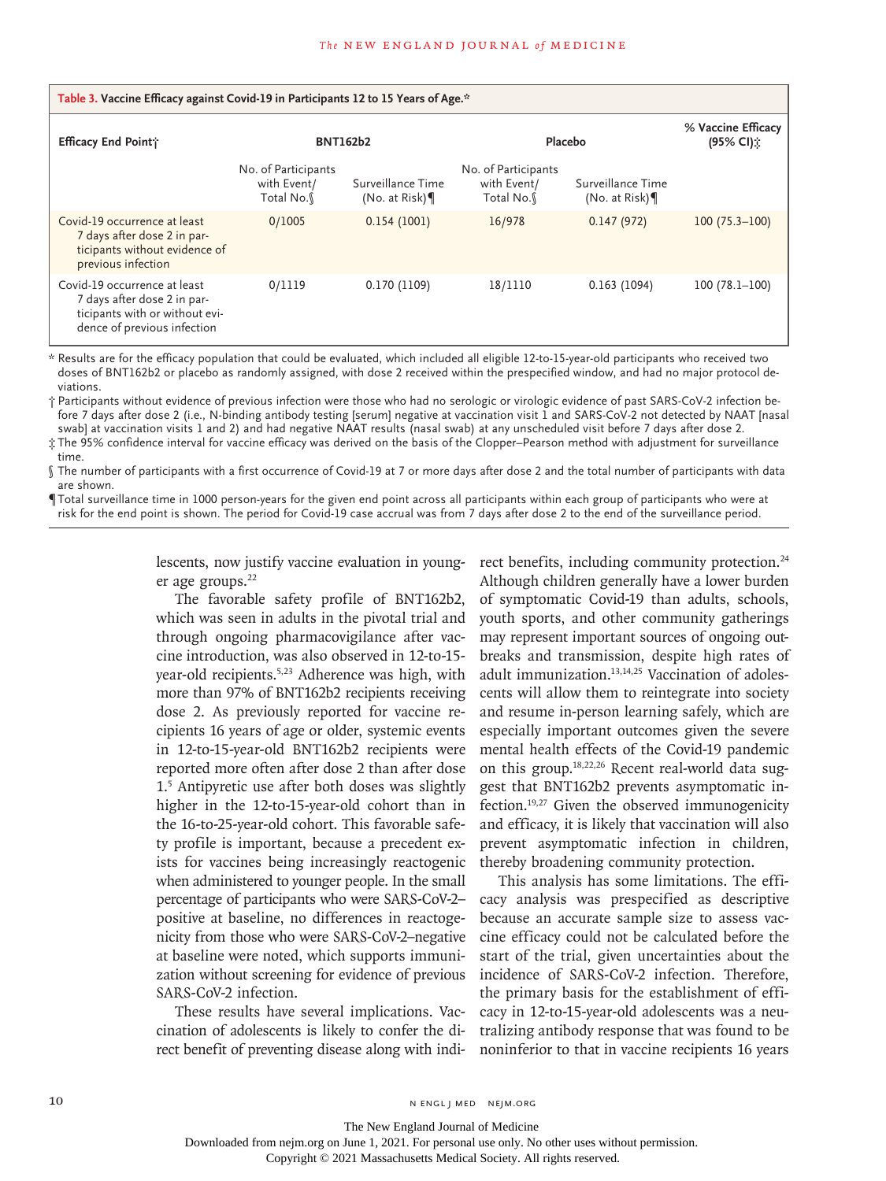**Table 3. Vaccine Efficacy against Covid-19 in Participants 12 to 15 Years of Age.***

| Efficacy End Point† | BNT162b2 | | Placebo | | % Vaccine Efficacy (95% CI)‡ |
|---|---|---|---|---|---|
| | No. of Participants with Event/ Total No.§ | Surveillance Time (No. at Risk)¶ | No. of Participants with Event/ Total No.§ | Surveillance Time (No. at Risk)¶ | |
| Covid-19 occurrence at least 7 days after dose 2 in participants without evidence of previous infection | 0/1005 | 0.154 (1001) | 16/978 | 0.147 (972) | 100 (75.3–100) |
| Covid-19 occurrence at least 7 days after dose 2 in participants with or without evidence of previous infection | 0/1119 | 0.170 (1109) | 18/1110 | 0.163 (1094) | 100 (78.1–100) |

\* Results are for the efficacy population that could be evaluated, which included all eligible 12-to-15-year-old participants who received two doses of BNT162b2 or placebo as randomly assigned, with dose 2 received within the prespecified window, and had no major protocol deviations.

† Participants without evidence of previous infection were those who had no serologic or virologic evidence of past SARS-CoV-2 infection before 7 days after dose 2 (i.e., N-binding antibody testing [serum] negative at vaccination visit 1 and SARS-CoV-2 not detected by NAAT [nasal swab] at vaccination visits 1 and 2) and had negative NAAT results (nasal swab) at any unscheduled visit before 7 days after dose 2.

‡ The 95% confidence interval for vaccine efficacy was derived on the basis of the Clopper–Pearson method with adjustment for surveillance time.

§ The number of participants with a first occurrence of Covid-19 at 7 or more days after dose 2 and the total number of participants with data are shown.

¶ Total surveillance time in 1000 person-years for the given end point across all participants within each group of participants who were at risk for the end point is shown. The period for Covid-19 case accrual was from 7 days after dose 2 to the end of the surveillance period.

lescents, now justify vaccine evaluation in younger age groups.[22]

The favorable safety profile of BNT162b2, which was seen in adults in the pivotal trial and through ongoing pharmacovigilance after vaccine introduction, was also observed in 12-to-15-year-old recipients.[5,23] Adherence was high, with more than 97% of BNT162b2 recipients receiving dose 2. As previously reported for vaccine recipients 16 years of age or older, systemic events in 12-to-15-year-old BNT162b2 recipients were reported more often after dose 2 than after dose 1.[5] Antipyretic use after both doses was slightly higher in the 12-to-15-year-old cohort than in the 16-to-25-year-old cohort. This favorable safety profile is important, because a precedent exists for vaccines being increasingly reactogenic when administered to younger people. In the small percentage of participants who were SARS-CoV-2–positive at baseline, no differences in reactogenicity from those who were SARS-CoV-2–negative at baseline were noted, which supports immunization without screening for evidence of previous SARS-CoV-2 infection.

These results have several implications. Vaccination of adolescents is likely to confer the direct benefit of preventing disease along with indirect benefits, including community protection.[24] Although children generally have a lower burden of symptomatic Covid-19 than adults, schools, youth sports, and other community gatherings may represent important sources of ongoing outbreaks and transmission, despite high rates of adult immunization.[13,14,25] Vaccination of adolescents will allow them to reintegrate into society and resume in-person learning safely, which are especially important outcomes given the severe mental health effects of the Covid-19 pandemic on this group.[18,22,26] Recent real-world data suggest that BNT162b2 prevents asymptomatic infection.[19,27] Given the observed immunogenicity and efficacy, it is likely that vaccination will also prevent asymptomatic infection in children, thereby broadening community protection.

This analysis has some limitations. The efficacy analysis was prespecified as descriptive because an accurate sample size to assess vaccine efficacy could not be calculated before the start of the trial, given uncertainties about the incidence of SARS-CoV-2 infection. Therefore, the primary basis for the establishment of efficacy in 12-to-15-year-old adolescents was a neutralizing antibody response that was found to be noninferior to that in vaccine recipients 16 years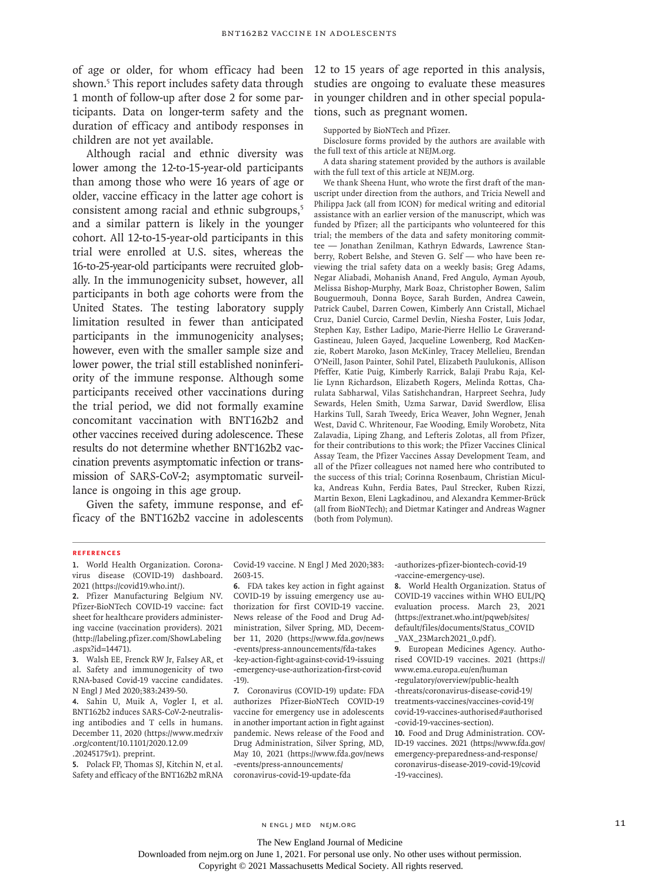of age or older, for whom efficacy had been shown.[5] This report includes safety data through 1 month of follow-up after dose 2 for some participants. Data on longer-term safety and the duration of efficacy and antibody responses in children are not yet available.

Although racial and ethnic diversity was lower among the 12-to-15-year-old participants than among those who were 16 years of age or older, vaccine efficacy in the latter age cohort is consistent among racial and ethnic subgroups,[5] and a similar pattern is likely in the younger cohort. All 12-to-15-year-old participants in this trial were enrolled at U.S. sites, whereas the 16-to-25-year-old participants were recruited globally. In the immunogenicity subset, however, all participants in both age cohorts were from the United States. The testing laboratory supply limitation resulted in fewer than anticipated participants in the immunogenicity analyses; however, even with the smaller sample size and lower power, the trial still established noninferiority of the immune response. Although some participants received other vaccinations during the trial period, we did not formally examine concomitant vaccination with BNT162b2 and other vaccines received during adolescence. These results do not determine whether BNT162b2 vaccination prevents asymptomatic infection or transmission of SARS-CoV-2; asymptomatic surveillance is ongoing in this age group.

Given the safety, immune response, and efficacy of the BNT162b2 vaccine in adolescents 12 to 15 years of age reported in this analysis, studies are ongoing to evaluate these measures in younger children and in other special populations, such as pregnant women.

Supported by BioNTech and Pfizer.

Disclosure forms provided by the authors are available with the full text of this article at NEJM.org.

A data sharing statement provided by the authors is available with the full text of this article at NEJM.org.

We thank Sheena Hunt, who wrote the first draft of the manuscript under direction from the authors, and Tricia Newell and Philippa Jack (all from ICON) for medical writing and editorial assistance with an earlier version of the manuscript, which was funded by Pfizer; all the participants who volunteered for this trial; the members of the data and safety monitoring committee — Jonathan Zenilman, Kathryn Edwards, Lawrence Stanberry, Robert Belshe, and Steven G. Self — who have been reviewing the trial safety data on a weekly basis; Greg Adams, Negar Aliabadi, Mohanish Anand, Fred Angulo, Ayman Ayoub, Melissa Bishop-Murphy, Mark Boaz, Christopher Bowen, Salim Bouguermouh, Donna Boyce, Sarah Burden, Andrea Cawein, Patrick Caubel, Darren Cowen, Kimberly Ann Cristall, Michael Cruz, Daniel Curcio, Carmel Devlin, Niesha Foster, Luis Jodar, Stephen Kay, Esther Ladipo, Marie-Pierre Hellio Le Graverand-Gastineau, Juleen Gayed, Jacqueline Lowenberg, Rod MacKenzie, Robert Maroko, Jason McKinley, Tracey Mellelieu, Brendan O'Neill, Jason Painter, Sohil Patel, Elizabeth Paulukonis, Allison Pfeffer, Katie Puig, Kimberly Rarrick, Balaji Prabu Raja, Kellie Lynn Richardson, Elizabeth Rogers, Melinda Rottas, Charulata Sabharwal, Vilas Satishchandran, Harpreet Seehra, Judy Sewards, Helen Smith, Uzma Sarwar, David Swerdlow, Elisa Harkins Tull, Sarah Tweedy, Erica Weaver, John Wegner, Jenah West, David C. Whritenour, Fae Wooding, Emily Worobetz, Nita Zalavadia, Liping Zhang, and Lefteris Zolotas, all from Pfizer, for their contributions to this work; the Pfizer Vaccines Clinical Assay Team, the Pfizer Vaccines Assay Development Team, and all of the Pfizer colleagues not named here who contributed to the success of this trial; Corinna Rosenbaum, Christian Miculka, Andreas Kuhn, Ferdia Bates, Paul Strecker, Ruben Rizzi, Martin Bexon, Eleni Lagkadinou, and Alexandra Kemmer-Brück (all from BioNTech); and Dietmar Katinger and Andreas Wagner (both from Polymun).

## References

1. World Health Organization. Coronavirus disease (COVID-19) dashboard. 2021 (https://covid19.who.int/).
2. Pfizer Manufacturing Belgium NV. Pfizer-BioNTech COVID-19 vaccine: fact sheet for healthcare providers administering vaccine (vaccination providers). 2021 (http://labeling.pfizer.com/ShowLabeling.aspx?id=14471).
3. Walsh EE, Frenck RW Jr, Falsey AR, et al. Safety and immunogenicity of two RNA-based Covid-19 vaccine candidates. N Engl J Med 2020;383:2439-50.
4. Sahin U, Muik A, Vogler I, et al. BNT162b2 induces SARS-CoV-2-neutralising antibodies and T cells in humans. December 11, 2020 (https://www.medrxiv.org/content/10.1101/2020.12.09.20245175v1). preprint.
5. Polack FP, Thomas SJ, Kitchin N, et al. Safety and efficacy of the BNT162b2 mRNA Covid-19 vaccine. N Engl J Med 2020;383:2603-15.
6. FDA takes key action in fight against COVID-19 by issuing emergency use authorization for first COVID-19 vaccine. News release of the Food and Drug Administration, Silver Spring, MD, December 11, 2020 (https://www.fda.gov/news-events/press-announcements/fda-takes-key-action-fight-against-covid-19-issuing-emergency-use-authorization-first-covid-19).
7. Coronavirus (COVID-19) update: FDA authorizes Pfizer-BioNTech COVID-19 vaccine for emergency use in adolescents in another important action in fight against pandemic. News release of the Food and Drug Administration, Silver Spring, MD, May 10, 2021 (https://www.fda.gov/news-events/press-announcements/coronavirus-covid-19-update-fda-authorizes-pfizer-biontech-covid-19-vaccine-emergency-use).
8. World Health Organization. Status of COVID-19 vaccines within WHO EUL/PQ evaluation process. March 23, 2021 (https://extranet.who.int/pqweb/sites/default/files/documents/Status_COVID_VAX_23March2021_0.pdf).
9. European Medicines Agency. Authorised COVID-19 vaccines. 2021 (https://www.ema.europa.eu/en/human-regulatory/overview/public-health-threats/coronavirus-disease-covid-19/treatments-vaccines/vaccines-covid-19/covid-19-vaccines-authorised#authorised-covid-19-vaccines-section).
10. Food and Drug Administration. COVID-19 vaccines. 2021 (https://www.fda.gov/emergency-preparedness-and-response/coronavirus-disease-2019-covid-19/covid-19-vaccines).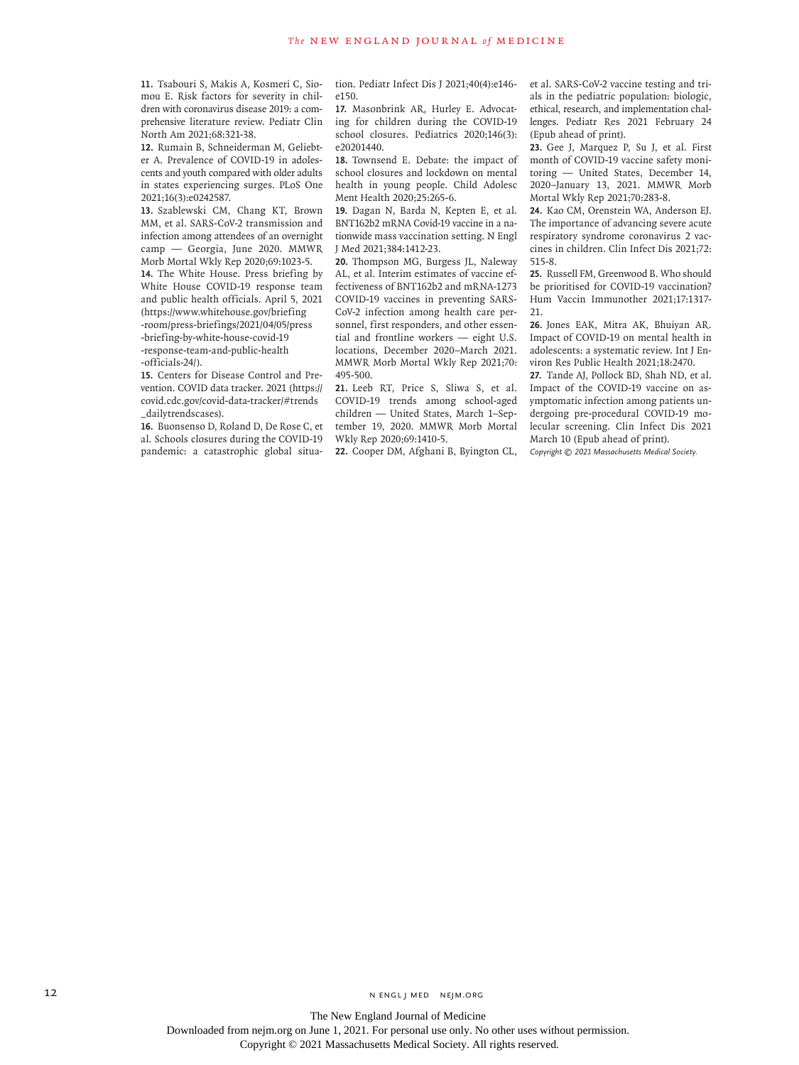11. Tsabouri S, Makis A, Kosmeri C, Siomou E. Risk factors for severity in children with coronavirus disease 2019: a comprehensive literature review. Pediatr Clin North Am 2021;68:321-38.

12. Rumain B, Schneiderman M, Geliebter A. Prevalence of COVID-19 in adolescents and youth compared with older adults in states experiencing surges. PLoS One 2021;16(3):e0242587.

13. Szablewski CM, Chang KT, Brown MM, et al. SARS-CoV-2 transmission and infection among attendees of an overnight camp — Georgia, June 2020. MMWR Morb Mortal Wkly Rep 2020;69:1023-5.

14. The White House. Press briefing by White House COVID-19 response team and public health officials. April 5, 2021 (https://www.whitehouse.gov/briefing-room/press-briefings/2021/04/05/press-briefing-by-white-house-covid-19-response-team-and-public-health-officials-24/).

15. Centers for Disease Control and Prevention. COVID data tracker. 2021 (https://covid.cdc.gov/covid-data-tracker/#trends_dailytrendscases).

16. Buonsenso D, Roland D, De Rose C, et al. Schools closures during the COVID-19 pandemic: a catastrophic global situation. Pediatr Infect Dis J 2021;40(4):e146-e150.

17. Masonbrink AR, Hurley E. Advocating for children during the COVID-19 school closures. Pediatrics 2020;146(3):e20201440.

18. Townsend E. Debate: the impact of school closures and lockdown on mental health in young people. Child Adolesc Ment Health 2020;25:265-6.

19. Dagan N, Barda N, Kepten E, et al. BNT162b2 mRNA Covid-19 vaccine in a nationwide mass vaccination setting. N Engl J Med 2021;384:1412-23.

20. Thompson MG, Burgess JL, Naleway AL, et al. Interim estimates of vaccine effectiveness of BNT162b2 and mRNA-1273 COVID-19 vaccines in preventing SARS-CoV-2 infection among health care personnel, first responders, and other essential and frontline workers — eight U.S. locations, December 2020–March 2021. MMWR Morb Mortal Wkly Rep 2021;70:495-500.

21. Leeb RT, Price S, Sliwa S, et al. COVID-19 trends among school-aged children — United States, March 1–September 19, 2020. MMWR Morb Mortal Wkly Rep 2020;69:1410-5.

22. Cooper DM, Afghani B, Byington CL, et al. SARS-CoV-2 vaccine testing and trials in the pediatric population: biologic, ethical, research, and implementation challenges. Pediatr Res 2021 February 24 (Epub ahead of print).

23. Gee J, Marquez P, Su J, et al. First month of COVID-19 vaccine safety monitoring — United States, December 14, 2020–January 13, 2021. MMWR Morb Mortal Wkly Rep 2021;70:283-8.

24. Kao CM, Orenstein WA, Anderson EJ. The importance of advancing severe acute respiratory syndrome coronavirus 2 vaccines in children. Clin Infect Dis 2021;72:515-8.

25. Russell FM, Greenwood B. Who should be prioritised for COVID-19 vaccination? Hum Vaccin Immunother 2021;17:1317-21.

26. Jones EAK, Mitra AK, Bhuiyan AR. Impact of COVID-19 on mental health in adolescents: a systematic review. Int J Environ Res Public Health 2021;18:2470.

27. Tande AJ, Pollock BD, Shah ND, et al. Impact of the COVID-19 vaccine on asymptomatic infection among patients undergoing pre-procedural COVID-19 molecular screening. Clin Infect Dis 2021 March 10 (Epub ahead of print).

*Copyright © 2021 Massachusetts Medical Society.*